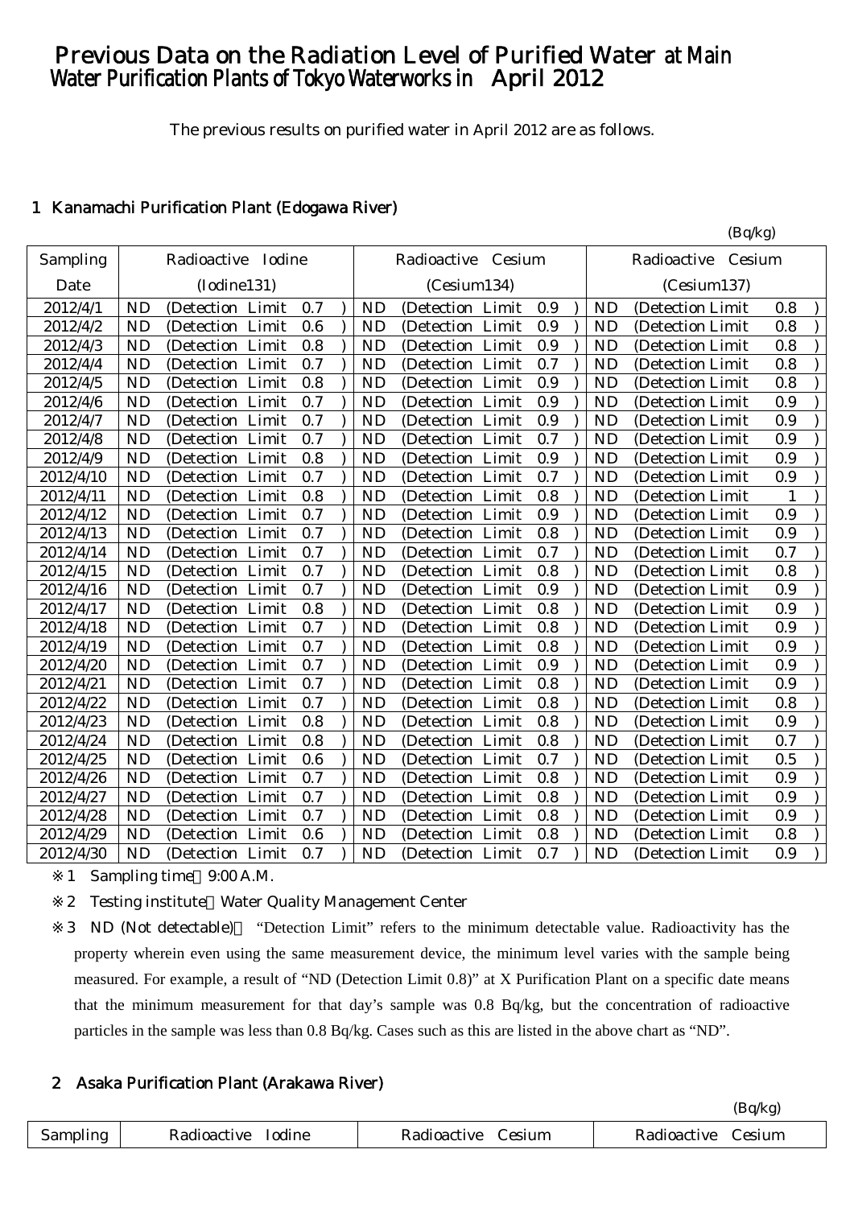# Previous Data on the Radiation Level of Purified Water at Main Water Purification Plants of Tokyo Waterworks in April 2012

The previous results on purified water in April 2012 are as follows.

## 1 Kanamachi Purification Plant (Edogawa River)

(Bq/kg)

| Sampling Date | Radioactive Iodine (Iodine131) | Radioactive Cesium (Cesium134) | Radioactive Cesium (Cesium137) |
|---|---|---|---|
| 2012/4/1 | ND (Detection Limit 0.7 ) | ND (Detection Limit 0.9 ) | ND (Detection Limit 0.8 ) |
| 2012/4/2 | ND (Detection Limit 0.6 ) | ND (Detection Limit 0.9 ) | ND (Detection Limit 0.8 ) |
| 2012/4/3 | ND (Detection Limit 0.8 ) | ND (Detection Limit 0.9 ) | ND (Detection Limit 0.8 ) |
| 2012/4/4 | ND (Detection Limit 0.7 ) | ND (Detection Limit 0.7 ) | ND (Detection Limit 0.8 ) |
| 2012/4/5 | ND (Detection Limit 0.8 ) | ND (Detection Limit 0.9 ) | ND (Detection Limit 0.8 ) |
| 2012/4/6 | ND (Detection Limit 0.7 ) | ND (Detection Limit 0.9 ) | ND (Detection Limit 0.9 ) |
| 2012/4/7 | ND (Detection Limit 0.7 ) | ND (Detection Limit 0.9 ) | ND (Detection Limit 0.9 ) |
| 2012/4/8 | ND (Detection Limit 0.7 ) | ND (Detection Limit 0.7 ) | ND (Detection Limit 0.9 ) |
| 2012/4/9 | ND (Detection Limit 0.8 ) | ND (Detection Limit 0.9 ) | ND (Detection Limit 0.9 ) |
| 2012/4/10 | ND (Detection Limit 0.7 ) | ND (Detection Limit 0.7 ) | ND (Detection Limit 0.9 ) |
| 2012/4/11 | ND (Detection Limit 0.8 ) | ND (Detection Limit 0.8 ) | ND (Detection Limit 1 ) |
| 2012/4/12 | ND (Detection Limit 0.7 ) | ND (Detection Limit 0.9 ) | ND (Detection Limit 0.9 ) |
| 2012/4/13 | ND (Detection Limit 0.7 ) | ND (Detection Limit 0.8 ) | ND (Detection Limit 0.9 ) |
| 2012/4/14 | ND (Detection Limit 0.7 ) | ND (Detection Limit 0.7 ) | ND (Detection Limit 0.7 ) |
| 2012/4/15 | ND (Detection Limit 0.7 ) | ND (Detection Limit 0.8 ) | ND (Detection Limit 0.8 ) |
| 2012/4/16 | ND (Detection Limit 0.7 ) | ND (Detection Limit 0.9 ) | ND (Detection Limit 0.9 ) |
| 2012/4/17 | ND (Detection Limit 0.8 ) | ND (Detection Limit 0.8 ) | ND (Detection Limit 0.9 ) |
| 2012/4/18 | ND (Detection Limit 0.7 ) | ND (Detection Limit 0.8 ) | ND (Detection Limit 0.9 ) |
| 2012/4/19 | ND (Detection Limit 0.7 ) | ND (Detection Limit 0.8 ) | ND (Detection Limit 0.9 ) |
| 2012/4/20 | ND (Detection Limit 0.7 ) | ND (Detection Limit 0.9 ) | ND (Detection Limit 0.9 ) |
| 2012/4/21 | ND (Detection Limit 0.7 ) | ND (Detection Limit 0.8 ) | ND (Detection Limit 0.9 ) |
| 2012/4/22 | ND (Detection Limit 0.7 ) | ND (Detection Limit 0.8 ) | ND (Detection Limit 0.8 ) |
| 2012/4/23 | ND (Detection Limit 0.8 ) | ND (Detection Limit 0.8 ) | ND (Detection Limit 0.9 ) |
| 2012/4/24 | ND (Detection Limit 0.8 ) | ND (Detection Limit 0.8 ) | ND (Detection Limit 0.7 ) |
| 2012/4/25 | ND (Detection Limit 0.6 ) | ND (Detection Limit 0.7 ) | ND (Detection Limit 0.5 ) |
| 2012/4/26 | ND (Detection Limit 0.7 ) | ND (Detection Limit 0.8 ) | ND (Detection Limit 0.9 ) |
| 2012/4/27 | ND (Detection Limit 0.7 ) | ND (Detection Limit 0.8 ) | ND (Detection Limit 0.9 ) |
| 2012/4/28 | ND (Detection Limit 0.7 ) | ND (Detection Limit 0.8 ) | ND (Detection Limit 0.9 ) |
| 2012/4/29 | ND (Detection Limit 0.6 ) | ND (Detection Limit 0.8 ) | ND (Detection Limit 0.8 ) |
| 2012/4/30 | ND (Detection Limit 0.7 ) | ND (Detection Limit 0.7 ) | ND (Detection Limit 0.9 ) |

※1 Sampling time：9:00 A.M.

※2 Testing institute：Water Quality Management Center

※3 ND (Not detectable)： "Detection Limit" refers to the minimum detectable value. Radioactivity has the property wherein even using the same measurement device, the minimum level varies with the sample being measured. For example, a result of "ND (Detection Limit 0.8)" at X Purification Plant on a specific date means that the minimum measurement for that day's sample was 0.8 Bq/kg, but the concentration of radioactive particles in the sample was less than 0.8 Bq/kg. Cases such as this are listed in the above chart as "ND".

## 2 Asaka Purification Plant (Arakawa River)

(Bq/kg)

| Sampling | Radioactive Iodine | Radioactive Cesium | Radioactive Cesium |
|---|---|---|---|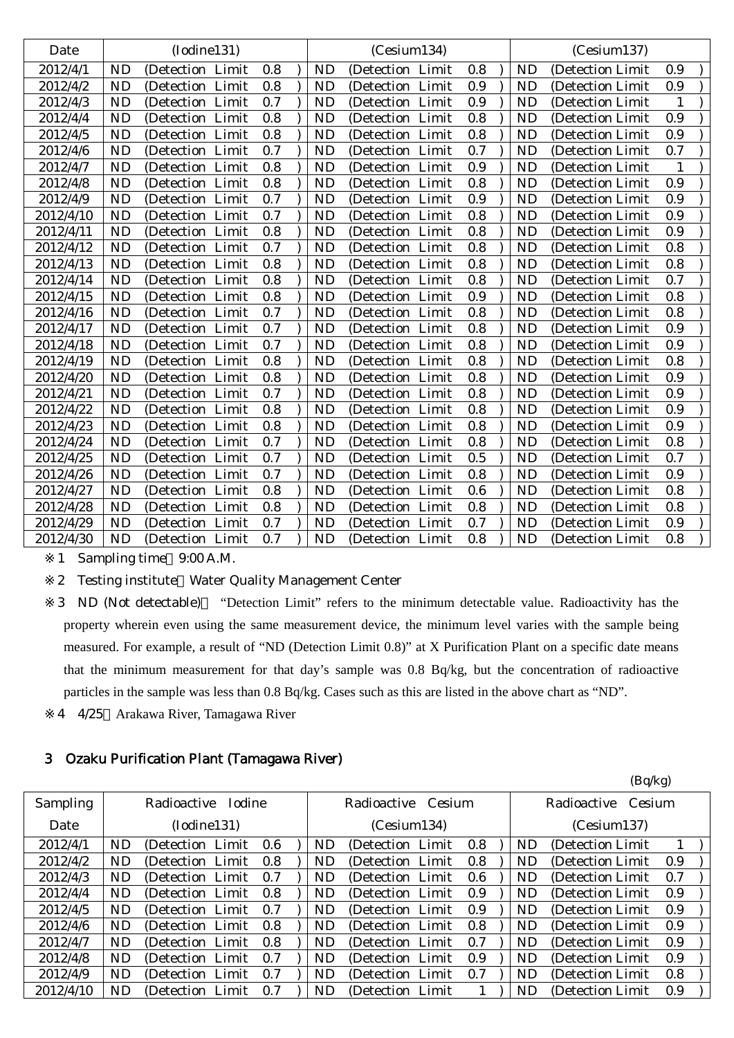| Date | (Iodine131) | (Cesium134) | (Cesium137) |
|---|---|---|---|
| 2012/4/1 | ND (Detection Limit 0.8 ) | ND (Detection Limit 0.8 ) | ND (Detection Limit 0.9 ) |
| 2012/4/2 | ND (Detection Limit 0.8 ) | ND (Detection Limit 0.9 ) | ND (Detection Limit 0.9 ) |
| 2012/4/3 | ND (Detection Limit 0.7 ) | ND (Detection Limit 0.9 ) | ND (Detection Limit 1 ) |
| 2012/4/4 | ND (Detection Limit 0.8 ) | ND (Detection Limit 0.8 ) | ND (Detection Limit 0.9 ) |
| 2012/4/5 | ND (Detection Limit 0.8 ) | ND (Detection Limit 0.8 ) | ND (Detection Limit 0.9 ) |
| 2012/4/6 | ND (Detection Limit 0.7 ) | ND (Detection Limit 0.7 ) | ND (Detection Limit 0.7 ) |
| 2012/4/7 | ND (Detection Limit 0.8 ) | ND (Detection Limit 0.9 ) | ND (Detection Limit 1 ) |
| 2012/4/8 | ND (Detection Limit 0.8 ) | ND (Detection Limit 0.8 ) | ND (Detection Limit 0.9 ) |
| 2012/4/9 | ND (Detection Limit 0.7 ) | ND (Detection Limit 0.9 ) | ND (Detection Limit 0.9 ) |
| 2012/4/10 | ND (Detection Limit 0.7 ) | ND (Detection Limit 0.8 ) | ND (Detection Limit 0.9 ) |
| 2012/4/11 | ND (Detection Limit 0.8 ) | ND (Detection Limit 0.8 ) | ND (Detection Limit 0.9 ) |
| 2012/4/12 | ND (Detection Limit 0.7 ) | ND (Detection Limit 0.8 ) | ND (Detection Limit 0.8 ) |
| 2012/4/13 | ND (Detection Limit 0.8 ) | ND (Detection Limit 0.8 ) | ND (Detection Limit 0.8 ) |
| 2012/4/14 | ND (Detection Limit 0.8 ) | ND (Detection Limit 0.8 ) | ND (Detection Limit 0.7 ) |
| 2012/4/15 | ND (Detection Limit 0.8 ) | ND (Detection Limit 0.9 ) | ND (Detection Limit 0.8 ) |
| 2012/4/16 | ND (Detection Limit 0.7 ) | ND (Detection Limit 0.8 ) | ND (Detection Limit 0.8 ) |
| 2012/4/17 | ND (Detection Limit 0.7 ) | ND (Detection Limit 0.8 ) | ND (Detection Limit 0.9 ) |
| 2012/4/18 | ND (Detection Limit 0.7 ) | ND (Detection Limit 0.8 ) | ND (Detection Limit 0.9 ) |
| 2012/4/19 | ND (Detection Limit 0.8 ) | ND (Detection Limit 0.8 ) | ND (Detection Limit 0.8 ) |
| 2012/4/20 | ND (Detection Limit 0.8 ) | ND (Detection Limit 0.8 ) | ND (Detection Limit 0.9 ) |
| 2012/4/21 | ND (Detection Limit 0.7 ) | ND (Detection Limit 0.8 ) | ND (Detection Limit 0.9 ) |
| 2012/4/22 | ND (Detection Limit 0.8 ) | ND (Detection Limit 0.8 ) | ND (Detection Limit 0.9 ) |
| 2012/4/23 | ND (Detection Limit 0.8 ) | ND (Detection Limit 0.8 ) | ND (Detection Limit 0.9 ) |
| 2012/4/24 | ND (Detection Limit 0.7 ) | ND (Detection Limit 0.8 ) | ND (Detection Limit 0.8 ) |
| 2012/4/25 | ND (Detection Limit 0.7 ) | ND (Detection Limit 0.5 ) | ND (Detection Limit 0.7 ) |
| 2012/4/26 | ND (Detection Limit 0.7 ) | ND (Detection Limit 0.8 ) | ND (Detection Limit 0.9 ) |
| 2012/4/27 | ND (Detection Limit 0.8 ) | ND (Detection Limit 0.6 ) | ND (Detection Limit 0.8 ) |
| 2012/4/28 | ND (Detection Limit 0.8 ) | ND (Detection Limit 0.8 ) | ND (Detection Limit 0.8 ) |
| 2012/4/29 | ND (Detection Limit 0.7 ) | ND (Detection Limit 0.7 ) | ND (Detection Limit 0.9 ) |
| 2012/4/30 | ND (Detection Limit 0.7 ) | ND (Detection Limit 0.8 ) | ND (Detection Limit 0.8 ) |

※1 Sampling time：9:00 A.M.

※2 Testing institute：Water Quality Management Center

※3 ND (Not detectable)： "Detection Limit" refers to the minimum detectable value. Radioactivity has the property wherein even using the same measurement device, the minimum level varies with the sample being measured. For example, a result of "ND (Detection Limit 0.8)" at X Purification Plant on a specific date means that the minimum measurement for that day's sample was 0.8 Bq/kg, but the concentration of radioactive particles in the sample was less than 0.8 Bq/kg. Cases such as this are listed in the above chart as "ND".

※4 4/25：Arakawa River, Tamagawa River

## 3 Ozaku Purification Plant (Tamagawa River)

(Bq/kg)

| Sampling Date | Radioactive Iodine (Iodine131) | Radioactive Cesium (Cesium134) | Radioactive Cesium (Cesium137) |
|---|---|---|---|
| 2012/4/1 | ND (Detection Limit 0.6 ) | ND (Detection Limit 0.8 ) | ND (Detection Limit 1 ) |
| 2012/4/2 | ND (Detection Limit 0.8 ) | ND (Detection Limit 0.8 ) | ND (Detection Limit 0.9 ) |
| 2012/4/3 | ND (Detection Limit 0.7 ) | ND (Detection Limit 0.6 ) | ND (Detection Limit 0.7 ) |
| 2012/4/4 | ND (Detection Limit 0.8 ) | ND (Detection Limit 0.9 ) | ND (Detection Limit 0.9 ) |
| 2012/4/5 | ND (Detection Limit 0.7 ) | ND (Detection Limit 0.9 ) | ND (Detection Limit 0.9 ) |
| 2012/4/6 | ND (Detection Limit 0.8 ) | ND (Detection Limit 0.8 ) | ND (Detection Limit 0.9 ) |
| 2012/4/7 | ND (Detection Limit 0.8 ) | ND (Detection Limit 0.7 ) | ND (Detection Limit 0.9 ) |
| 2012/4/8 | ND (Detection Limit 0.7 ) | ND (Detection Limit 0.9 ) | ND (Detection Limit 0.9 ) |
| 2012/4/9 | ND (Detection Limit 0.7 ) | ND (Detection Limit 0.7 ) | ND (Detection Limit 0.8 ) |
| 2012/4/10 | ND (Detection Limit 0.7 ) | ND (Detection Limit 1 ) | ND (Detection Limit 0.9 ) |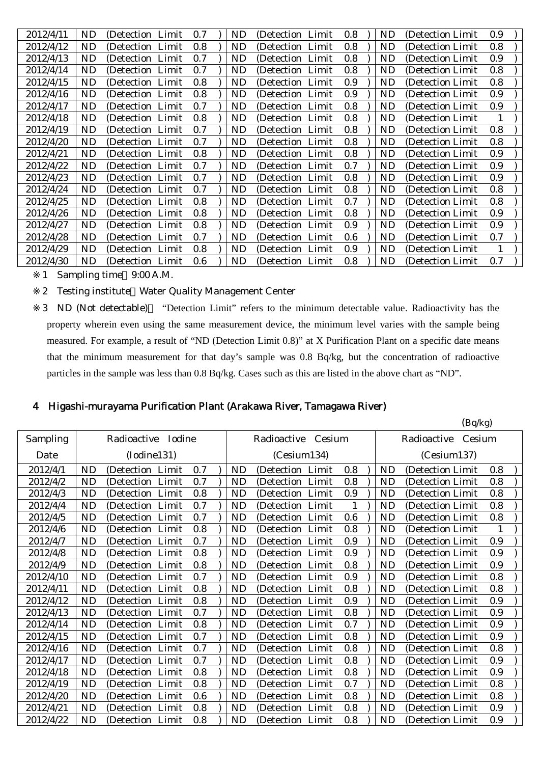| 2012/4/11 | ND (Detection Limit 0.7 ) | ND (Detection Limit 0.8 ) | ND (Detection Limit 0.9 ) |
|---|---|---|---|
| 2012/4/12 | ND (Detection Limit 0.8 ) | ND (Detection Limit 0.8 ) | ND (Detection Limit 0.8 ) |
| 2012/4/13 | ND (Detection Limit 0.7 ) | ND (Detection Limit 0.8 ) | ND (Detection Limit 0.9 ) |
| 2012/4/14 | ND (Detection Limit 0.7 ) | ND (Detection Limit 0.8 ) | ND (Detection Limit 0.8 ) |
| 2012/4/15 | ND (Detection Limit 0.8 ) | ND (Detection Limit 0.9 ) | ND (Detection Limit 0.8 ) |
| 2012/4/16 | ND (Detection Limit 0.8 ) | ND (Detection Limit 0.9 ) | ND (Detection Limit 0.9 ) |
| 2012/4/17 | ND (Detection Limit 0.7 ) | ND (Detection Limit 0.8 ) | ND (Detection Limit 0.9 ) |
| 2012/4/18 | ND (Detection Limit 0.8 ) | ND (Detection Limit 0.8 ) | ND (Detection Limit 1 ) |
| 2012/4/19 | ND (Detection Limit 0.7 ) | ND (Detection Limit 0.8 ) | ND (Detection Limit 0.8 ) |
| 2012/4/20 | ND (Detection Limit 0.7 ) | ND (Detection Limit 0.8 ) | ND (Detection Limit 0.8 ) |
| 2012/4/21 | ND (Detection Limit 0.8 ) | ND (Detection Limit 0.8 ) | ND (Detection Limit 0.9 ) |
| 2012/4/22 | ND (Detection Limit 0.7 ) | ND (Detection Limit 0.7 ) | ND (Detection Limit 0.9 ) |
| 2012/4/23 | ND (Detection Limit 0.7 ) | ND (Detection Limit 0.8 ) | ND (Detection Limit 0.9 ) |
| 2012/4/24 | ND (Detection Limit 0.7 ) | ND (Detection Limit 0.8 ) | ND (Detection Limit 0.8 ) |
| 2012/4/25 | ND (Detection Limit 0.8 ) | ND (Detection Limit 0.7 ) | ND (Detection Limit 0.8 ) |
| 2012/4/26 | ND (Detection Limit 0.8 ) | ND (Detection Limit 0.8 ) | ND (Detection Limit 0.9 ) |
| 2012/4/27 | ND (Detection Limit 0.8 ) | ND (Detection Limit 0.9 ) | ND (Detection Limit 0.9 ) |
| 2012/4/28 | ND (Detection Limit 0.7 ) | ND (Detection Limit 0.6 ) | ND (Detection Limit 0.7 ) |
| 2012/4/29 | ND (Detection Limit 0.8 ) | ND (Detection Limit 0.9 ) | ND (Detection Limit 1 ) |
| 2012/4/30 | ND (Detection Limit 0.6 ) | ND (Detection Limit 0.8 ) | ND (Detection Limit 0.7 ) |

※1 Sampling time 9:00 A.M.

※2 Testing institute Water Quality Management Center

※3 ND (Not detectable) "Detection Limit" refers to the minimum detectable value. Radioactivity has the property wherein even using the same measurement device, the minimum level varies with the sample being measured. For example, a result of "ND (Detection Limit 0.8)" at X Purification Plant on a specific date means that the minimum measurement for that day's sample was 0.8 Bq/kg, but the concentration of radioactive particles in the sample was less than 0.8 Bq/kg. Cases such as this are listed in the above chart as "ND".

## 4 Higashi-murayama Purification Plant (Arakawa River, Tamagawa River)

(Bq/kg)

| Sampling Date | Radioactive Iodine (Iodine131) | Radioactive Cesium (Cesium134) | Radioactive Cesium (Cesium137) |
|---|---|---|---|
| 2012/4/1 | ND (Detection Limit 0.7 ) | ND (Detection Limit 0.8 ) | ND (Detection Limit 0.8 ) |
| 2012/4/2 | ND (Detection Limit 0.7 ) | ND (Detection Limit 0.8 ) | ND (Detection Limit 0.8 ) |
| 2012/4/3 | ND (Detection Limit 0.8 ) | ND (Detection Limit 0.9 ) | ND (Detection Limit 0.8 ) |
| 2012/4/4 | ND (Detection Limit 0.7 ) | ND (Detection Limit 1 ) | ND (Detection Limit 0.8 ) |
| 2012/4/5 | ND (Detection Limit 0.7 ) | ND (Detection Limit 0.6 ) | ND (Detection Limit 0.8 ) |
| 2012/4/6 | ND (Detection Limit 0.8 ) | ND (Detection Limit 0.8 ) | ND (Detection Limit 1 ) |
| 2012/4/7 | ND (Detection Limit 0.7 ) | ND (Detection Limit 0.9 ) | ND (Detection Limit 0.9 ) |
| 2012/4/8 | ND (Detection Limit 0.8 ) | ND (Detection Limit 0.9 ) | ND (Detection Limit 0.9 ) |
| 2012/4/9 | ND (Detection Limit 0.8 ) | ND (Detection Limit 0.8 ) | ND (Detection Limit 0.9 ) |
| 2012/4/10 | ND (Detection Limit 0.7 ) | ND (Detection Limit 0.9 ) | ND (Detection Limit 0.8 ) |
| 2012/4/11 | ND (Detection Limit 0.8 ) | ND (Detection Limit 0.8 ) | ND (Detection Limit 0.8 ) |
| 2012/4/12 | ND (Detection Limit 0.8 ) | ND (Detection Limit 0.9 ) | ND (Detection Limit 0.9 ) |
| 2012/4/13 | ND (Detection Limit 0.7 ) | ND (Detection Limit 0.8 ) | ND (Detection Limit 0.9 ) |
| 2012/4/14 | ND (Detection Limit 0.8 ) | ND (Detection Limit 0.7 ) | ND (Detection Limit 0.9 ) |
| 2012/4/15 | ND (Detection Limit 0.7 ) | ND (Detection Limit 0.8 ) | ND (Detection Limit 0.9 ) |
| 2012/4/16 | ND (Detection Limit 0.7 ) | ND (Detection Limit 0.8 ) | ND (Detection Limit 0.8 ) |
| 2012/4/17 | ND (Detection Limit 0.7 ) | ND (Detection Limit 0.8 ) | ND (Detection Limit 0.9 ) |
| 2012/4/18 | ND (Detection Limit 0.8 ) | ND (Detection Limit 0.8 ) | ND (Detection Limit 0.9 ) |
| 2012/4/19 | ND (Detection Limit 0.8 ) | ND (Detection Limit 0.7 ) | ND (Detection Limit 0.8 ) |
| 2012/4/20 | ND (Detection Limit 0.6 ) | ND (Detection Limit 0.8 ) | ND (Detection Limit 0.8 ) |
| 2012/4/21 | ND (Detection Limit 0.8 ) | ND (Detection Limit 0.8 ) | ND (Detection Limit 0.9 ) |
| 2012/4/22 | ND (Detection Limit 0.8 ) | ND (Detection Limit 0.8 ) | ND (Detection Limit 0.9 ) |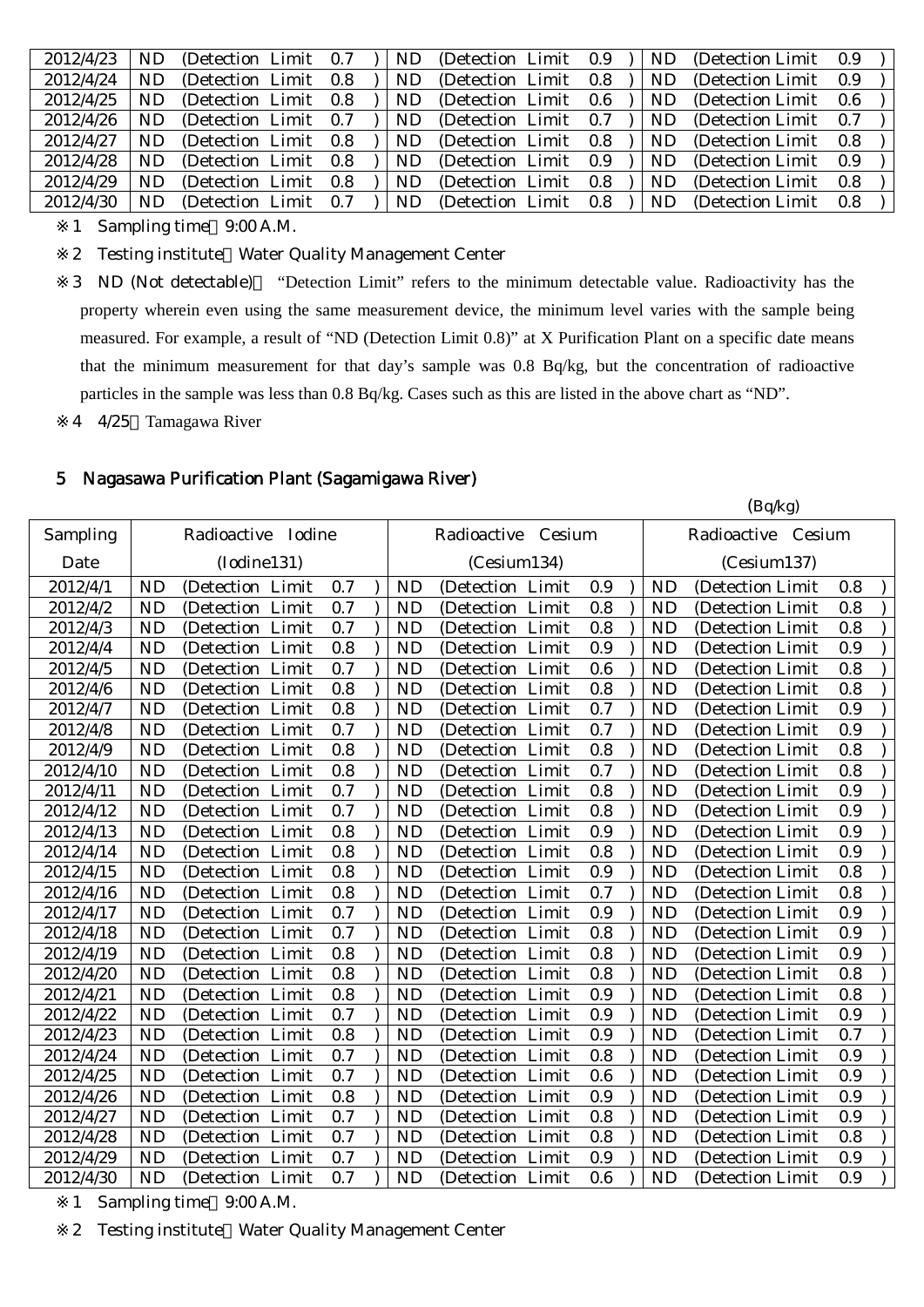| 2012/4/23 | ND (Detection Limit 0.7 ) | ND (Detection Limit 0.9 ) | ND (Detection Limit 0.9 ) |
|---|---|---|---|
| 2012/4/24 | ND (Detection Limit 0.8 ) | ND (Detection Limit 0.8 ) | ND (Detection Limit 0.9 ) |
| 2012/4/25 | ND (Detection Limit 0.8 ) | ND (Detection Limit 0.6 ) | ND (Detection Limit 0.6 ) |
| 2012/4/26 | ND (Detection Limit 0.7 ) | ND (Detection Limit 0.7 ) | ND (Detection Limit 0.7 ) |
| 2012/4/27 | ND (Detection Limit 0.8 ) | ND (Detection Limit 0.8 ) | ND (Detection Limit 0.8 ) |
| 2012/4/28 | ND (Detection Limit 0.8 ) | ND (Detection Limit 0.9 ) | ND (Detection Limit 0.9 ) |
| 2012/4/29 | ND (Detection Limit 0.8 ) | ND (Detection Limit 0.8 ) | ND (Detection Limit 0.8 ) |
| 2012/4/30 | ND (Detection Limit 0.7 ) | ND (Detection Limit 0.8 ) | ND (Detection Limit 0.8 ) |

※1 Sampling time 9:00 A.M.

※2 Testing institute Water Quality Management Center

※3 ND (Not detectable) "Detection Limit" refers to the minimum detectable value. Radioactivity has the property wherein even using the same measurement device, the minimum level varies with the sample being measured. For example, a result of "ND (Detection Limit 0.8)" at X Purification Plant on a specific date means that the minimum measurement for that day's sample was 0.8 Bq/kg, but the concentration of radioactive particles in the sample was less than 0.8 Bq/kg. Cases such as this are listed in the above chart as "ND".

※4 4/25 Tamagawa River

## 5 Nagasawa Purification Plant (Sagamigawa River)

(Bq/kg)

| Sampling Date | Radioactive Iodine (Iodine131) | Radioactive Cesium (Cesium134) | Radioactive Cesium (Cesium137) |
|---|---|---|---|
| 2012/4/1 | ND (Detection Limit 0.7 ) | ND (Detection Limit 0.9 ) | ND (Detection Limit 0.8 ) |
| 2012/4/2 | ND (Detection Limit 0.7 ) | ND (Detection Limit 0.8 ) | ND (Detection Limit 0.8 ) |
| 2012/4/3 | ND (Detection Limit 0.7 ) | ND (Detection Limit 0.8 ) | ND (Detection Limit 0.8 ) |
| 2012/4/4 | ND (Detection Limit 0.8 ) | ND (Detection Limit 0.9 ) | ND (Detection Limit 0.9 ) |
| 2012/4/5 | ND (Detection Limit 0.7 ) | ND (Detection Limit 0.6 ) | ND (Detection Limit 0.8 ) |
| 2012/4/6 | ND (Detection Limit 0.8 ) | ND (Detection Limit 0.8 ) | ND (Detection Limit 0.8 ) |
| 2012/4/7 | ND (Detection Limit 0.8 ) | ND (Detection Limit 0.7 ) | ND (Detection Limit 0.9 ) |
| 2012/4/8 | ND (Detection Limit 0.7 ) | ND (Detection Limit 0.7 ) | ND (Detection Limit 0.9 ) |
| 2012/4/9 | ND (Detection Limit 0.8 ) | ND (Detection Limit 0.8 ) | ND (Detection Limit 0.8 ) |
| 2012/4/10 | ND (Detection Limit 0.8 ) | ND (Detection Limit 0.7 ) | ND (Detection Limit 0.8 ) |
| 2012/4/11 | ND (Detection Limit 0.7 ) | ND (Detection Limit 0.8 ) | ND (Detection Limit 0.9 ) |
| 2012/4/12 | ND (Detection Limit 0.7 ) | ND (Detection Limit 0.8 ) | ND (Detection Limit 0.9 ) |
| 2012/4/13 | ND (Detection Limit 0.8 ) | ND (Detection Limit 0.9 ) | ND (Detection Limit 0.9 ) |
| 2012/4/14 | ND (Detection Limit 0.8 ) | ND (Detection Limit 0.8 ) | ND (Detection Limit 0.9 ) |
| 2012/4/15 | ND (Detection Limit 0.8 ) | ND (Detection Limit 0.9 ) | ND (Detection Limit 0.8 ) |
| 2012/4/16 | ND (Detection Limit 0.8 ) | ND (Detection Limit 0.7 ) | ND (Detection Limit 0.8 ) |
| 2012/4/17 | ND (Detection Limit 0.7 ) | ND (Detection Limit 0.9 ) | ND (Detection Limit 0.9 ) |
| 2012/4/18 | ND (Detection Limit 0.7 ) | ND (Detection Limit 0.8 ) | ND (Detection Limit 0.9 ) |
| 2012/4/19 | ND (Detection Limit 0.8 ) | ND (Detection Limit 0.8 ) | ND (Detection Limit 0.9 ) |
| 2012/4/20 | ND (Detection Limit 0.8 ) | ND (Detection Limit 0.8 ) | ND (Detection Limit 0.8 ) |
| 2012/4/21 | ND (Detection Limit 0.8 ) | ND (Detection Limit 0.9 ) | ND (Detection Limit 0.8 ) |
| 2012/4/22 | ND (Detection Limit 0.7 ) | ND (Detection Limit 0.9 ) | ND (Detection Limit 0.9 ) |
| 2012/4/23 | ND (Detection Limit 0.8 ) | ND (Detection Limit 0.9 ) | ND (Detection Limit 0.7 ) |
| 2012/4/24 | ND (Detection Limit 0.7 ) | ND (Detection Limit 0.8 ) | ND (Detection Limit 0.9 ) |
| 2012/4/25 | ND (Detection Limit 0.7 ) | ND (Detection Limit 0.6 ) | ND (Detection Limit 0.9 ) |
| 2012/4/26 | ND (Detection Limit 0.8 ) | ND (Detection Limit 0.9 ) | ND (Detection Limit 0.9 ) |
| 2012/4/27 | ND (Detection Limit 0.7 ) | ND (Detection Limit 0.8 ) | ND (Detection Limit 0.9 ) |
| 2012/4/28 | ND (Detection Limit 0.7 ) | ND (Detection Limit 0.8 ) | ND (Detection Limit 0.8 ) |
| 2012/4/29 | ND (Detection Limit 0.7 ) | ND (Detection Limit 0.9 ) | ND (Detection Limit 0.9 ) |
| 2012/4/30 | ND (Detection Limit 0.7 ) | ND (Detection Limit 0.6 ) | ND (Detection Limit 0.9 ) |

※1 Sampling time 9:00 A.M.

※2 Testing institute Water Quality Management Center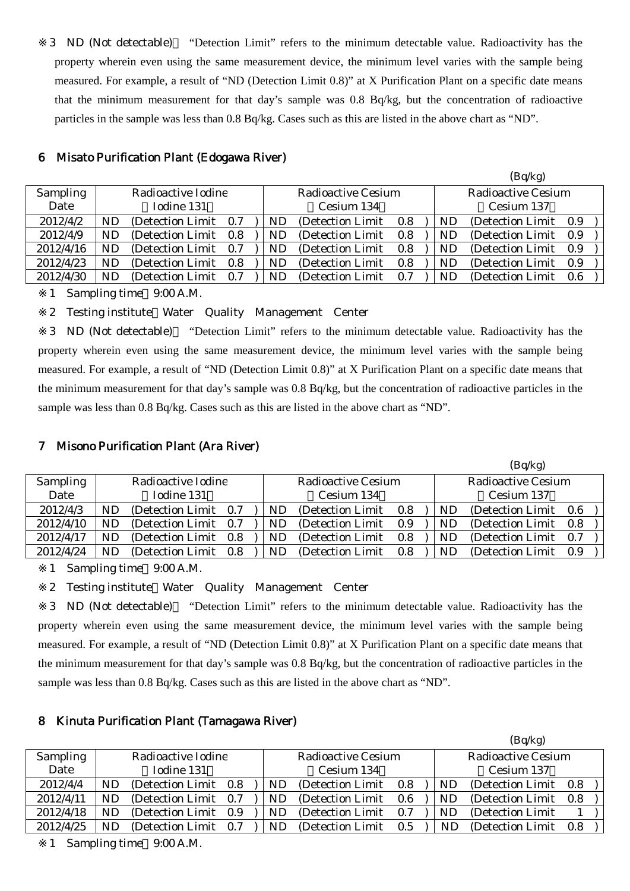※3 ND (Not detectable)： "Detection Limit" refers to the minimum detectable value. Radioactivity has the property wherein even using the same measurement device, the minimum level varies with the sample being measured. For example, a result of "ND (Detection Limit 0.8)" at X Purification Plant on a specific date means that the minimum measurement for that day's sample was 0.8 Bq/kg, but the concentration of radioactive particles in the sample was less than 0.8 Bq/kg. Cases such as this are listed in the above chart as "ND".

## 6 Misato Purification Plant (Edogawa River)

(Bq/kg)

| Sampling Date | Radioactive Iodine （Iodine 131） | Radioactive Cesium （Cesium 134） | Radioactive Cesium （Cesium 137） |
|---|---|---|---|
| 2012/4/2 | ND (Detection Limit 0.7 ) | ND (Detection Limit 0.8 ) | ND (Detection Limit 0.9 ) |
| 2012/4/9 | ND (Detection Limit 0.8 ) | ND (Detection Limit 0.8 ) | ND (Detection Limit 0.9 ) |
| 2012/4/16 | ND (Detection Limit 0.7 ) | ND (Detection Limit 0.8 ) | ND (Detection Limit 0.9 ) |
| 2012/4/23 | ND (Detection Limit 0.8 ) | ND (Detection Limit 0.8 ) | ND (Detection Limit 0.9 ) |
| 2012/4/30 | ND (Detection Limit 0.7 ) | ND (Detection Limit 0.7 ) | ND (Detection Limit 0.6 ) |

※1 Sampling time：9:00 A.M.

※2 Testing institute：Water Quality Management Center

※3 ND (Not detectable)： "Detection Limit" refers to the minimum detectable value. Radioactivity has the property wherein even using the same measurement device, the minimum level varies with the sample being measured. For example, a result of "ND (Detection Limit 0.8)" at X Purification Plant on a specific date means that the minimum measurement for that day's sample was 0.8 Bq/kg, but the concentration of radioactive particles in the sample was less than 0.8 Bq/kg. Cases such as this are listed in the above chart as "ND".

## 7 Misono Purification Plant (Ara River)

(Bq/kg)

| Sampling Date | Radioactive Iodine （Iodine 131） | Radioactive Cesium （Cesium 134） | Radioactive Cesium （Cesium 137） |
|---|---|---|---|
| 2012/4/3 | ND (Detection Limit 0.7 ) | ND (Detection Limit 0.8 ) | ND (Detection Limit 0.6 ) |
| 2012/4/10 | ND (Detection Limit 0.7 ) | ND (Detection Limit 0.9 ) | ND (Detection Limit 0.8 ) |
| 2012/4/17 | ND (Detection Limit 0.8 ) | ND (Detection Limit 0.8 ) | ND (Detection Limit 0.7 ) |
| 2012/4/24 | ND (Detection Limit 0.8 ) | ND (Detection Limit 0.8 ) | ND (Detection Limit 0.9 ) |

※1 Sampling time：9:00 A.M.

※2 Testing institute：Water Quality Management Center

※3 ND (Not detectable)： "Detection Limit" refers to the minimum detectable value. Radioactivity has the property wherein even using the same measurement device, the minimum level varies with the sample being measured. For example, a result of "ND (Detection Limit 0.8)" at X Purification Plant on a specific date means that the minimum measurement for that day's sample was 0.8 Bq/kg, but the concentration of radioactive particles in the sample was less than 0.8 Bq/kg. Cases such as this are listed in the above chart as "ND".

## 8 Kinuta Purification Plant (Tamagawa River)

(Bq/kg)

| Sampling Date | Radioactive Iodine （Iodine 131） | Radioactive Cesium （Cesium 134） | Radioactive Cesium （Cesium 137） |
|---|---|---|---|
| 2012/4/4 | ND (Detection Limit 0.8 ) | ND (Detection Limit 0.8 ) | ND (Detection Limit 0.8 ) |
| 2012/4/11 | ND (Detection Limit 0.7 ) | ND (Detection Limit 0.6 ) | ND (Detection Limit 0.8 ) |
| 2012/4/18 | ND (Detection Limit 0.9 ) | ND (Detection Limit 0.7 ) | ND (Detection Limit 1 ) |
| 2012/4/25 | ND (Detection Limit 0.7 ) | ND (Detection Limit 0.5 ) | ND (Detection Limit 0.8 ) |

※1 Sampling time：9:00 A.M.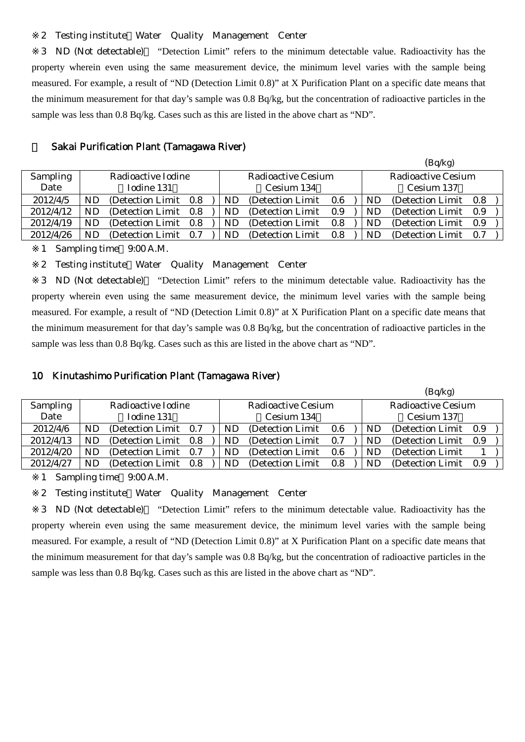※2 Testing institute Water Quality Management Center

※3 ND (Not detectable) "Detection Limit" refers to the minimum detectable value. Radioactivity has the property wherein even using the same measurement device, the minimum level varies with the sample being measured. For example, a result of "ND (Detection Limit 0.8)" at X Purification Plant on a specific date means that the minimum measurement for that day's sample was 0.8 Bq/kg, but the concentration of radioactive particles in the sample was less than 0.8 Bq/kg. Cases such as this are listed in the above chart as "ND".

## Sakai Purification Plant (Tamagawa River)

(Bq/kg)

| Sampling Date | Radioactive Iodine (Iodine 131) | Radioactive Cesium (Cesium 134) | Radioactive Cesium (Cesium 137) |
|---|---|---|---|
| 2012/4/5 | ND (Detection Limit 0.8 ) | ND (Detection Limit 0.6 ) | ND (Detection Limit 0.8 ) |
| 2012/4/12 | ND (Detection Limit 0.8 ) | ND (Detection Limit 0.9 ) | ND (Detection Limit 0.9 ) |
| 2012/4/19 | ND (Detection Limit 0.8 ) | ND (Detection Limit 0.8 ) | ND (Detection Limit 0.9 ) |
| 2012/4/26 | ND (Detection Limit 0.7 ) | ND (Detection Limit 0.8 ) | ND (Detection Limit 0.7 ) |

※1 Sampling time 9:00 A.M.

※2 Testing institute Water Quality Management Center

※3 ND (Not detectable) "Detection Limit" refers to the minimum detectable value. Radioactivity has the property wherein even using the same measurement device, the minimum level varies with the sample being measured. For example, a result of "ND (Detection Limit 0.8)" at X Purification Plant on a specific date means that the minimum measurement for that day's sample was 0.8 Bq/kg, but the concentration of radioactive particles in the sample was less than 0.8 Bq/kg. Cases such as this are listed in the above chart as "ND".

## 10 Kinutashimo Purification Plant (Tamagawa River)

(Bq/kg)

| Sampling Date | Radioactive Iodine (Iodine 131) | Radioactive Cesium (Cesium 134) | Radioactive Cesium (Cesium 137) |
|---|---|---|---|
| 2012/4/6 | ND (Detection Limit 0.7 ) | ND (Detection Limit 0.6 ) | ND (Detection Limit 0.9 ) |
| 2012/4/13 | ND (Detection Limit 0.8 ) | ND (Detection Limit 0.7 ) | ND (Detection Limit 0.9 ) |
| 2012/4/20 | ND (Detection Limit 0.7 ) | ND (Detection Limit 0.6 ) | ND (Detection Limit 1 ) |
| 2012/4/27 | ND (Detection Limit 0.8 ) | ND (Detection Limit 0.8 ) | ND (Detection Limit 0.9 ) |

※1 Sampling time 9:00 A.M.

※2 Testing institute Water Quality Management Center

※3 ND (Not detectable) "Detection Limit" refers to the minimum detectable value. Radioactivity has the property wherein even using the same measurement device, the minimum level varies with the sample being measured. For example, a result of "ND (Detection Limit 0.8)" at X Purification Plant on a specific date means that the minimum measurement for that day's sample was 0.8 Bq/kg, but the concentration of radioactive particles in the sample was less than 0.8 Bq/kg. Cases such as this are listed in the above chart as "ND".